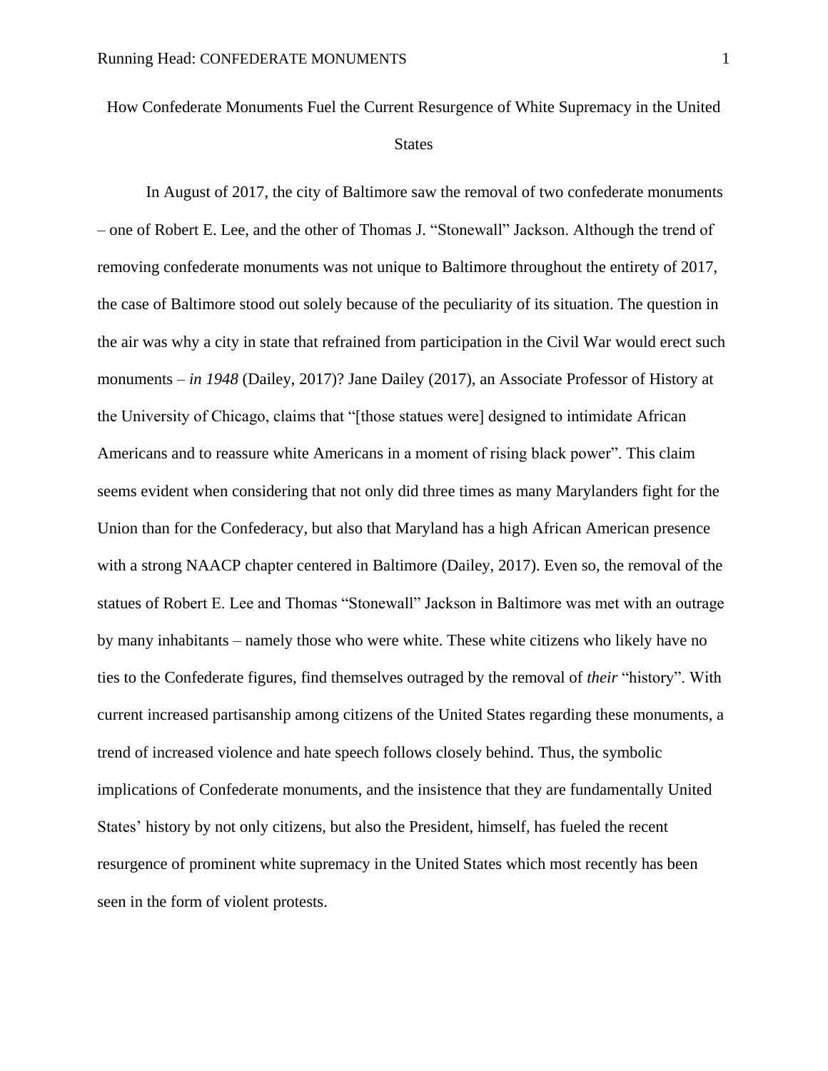# How Confederate Monuments Fuel the Current Resurgence of White Supremacy in the United States

In August of 2017, the city of Baltimore saw the removal of two confederate monuments – one of Robert E. Lee, and the other of Thomas J. "Stonewall" Jackson. Although the trend of removing confederate monuments was not unique to Baltimore throughout the entirety of 2017, the case of Baltimore stood out solely because of the peculiarity of its situation. The question in the air was why a city in state that refrained from participation in the Civil War would erect such monuments – *in 1948* (Dailey, 2017)? Jane Dailey (2017), an Associate Professor of History at the University of Chicago, claims that "[those statues were] designed to intimidate African Americans and to reassure white Americans in a moment of rising black power". This claim seems evident when considering that not only did three times as many Marylanders fight for the Union than for the Confederacy, but also that Maryland has a high African American presence with a strong NAACP chapter centered in Baltimore (Dailey, 2017). Even so, the removal of the statues of Robert E. Lee and Thomas "Stonewall" Jackson in Baltimore was met with an outrage by many inhabitants – namely those who were white. These white citizens who likely have no ties to the Confederate figures, find themselves outraged by the removal of *their* "history". With current increased partisanship among citizens of the United States regarding these monuments, a trend of increased violence and hate speech follows closely behind. Thus, the symbolic implications of Confederate monuments, and the insistence that they are fundamentally United States' history by not only citizens, but also the President, himself, has fueled the recent resurgence of prominent white supremacy in the United States which most recently has been seen in the form of violent protests.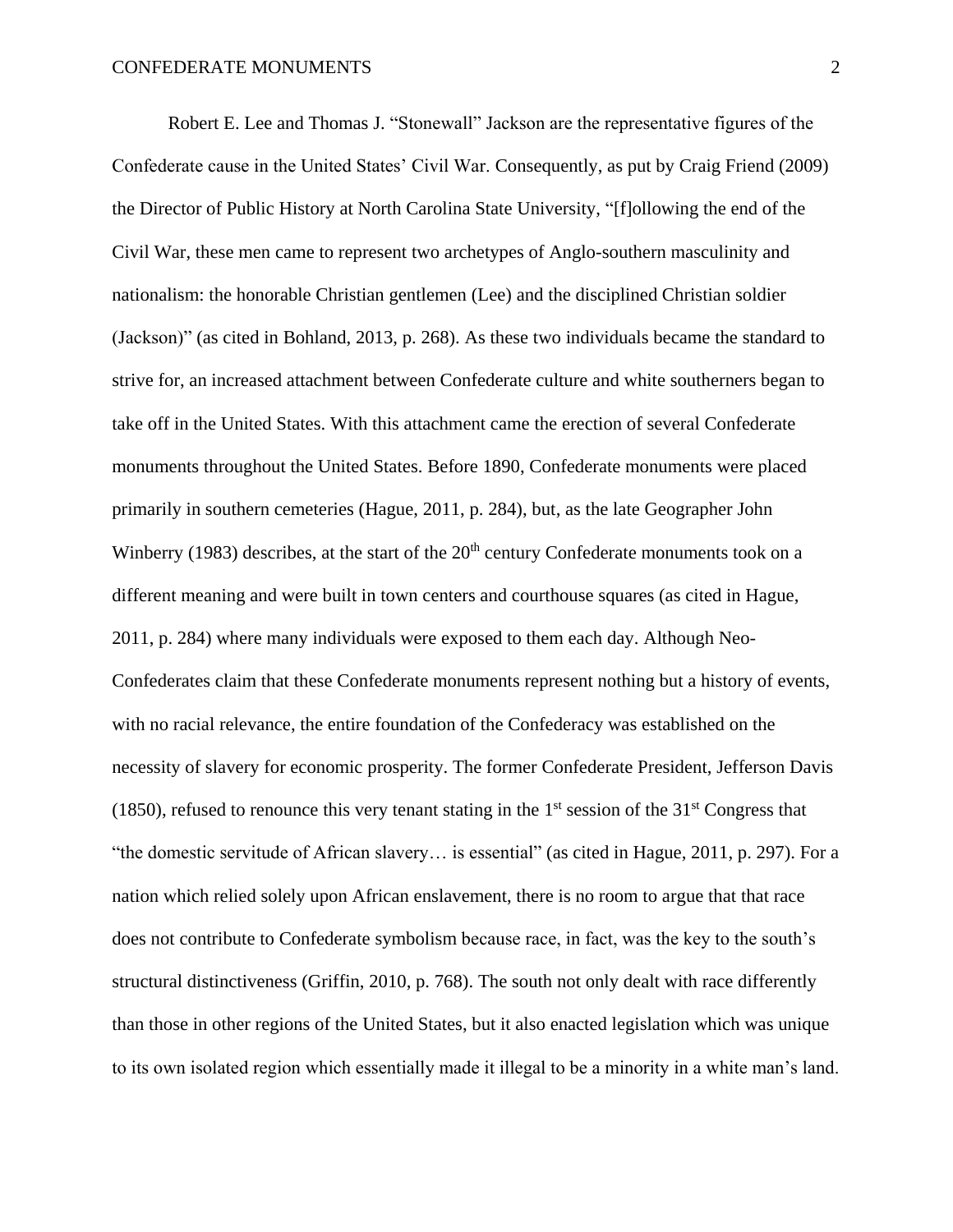Robert E. Lee and Thomas J. “Stonewall” Jackson are the representative figures of the Confederate cause in the United States’ Civil War. Consequently, as put by Craig Friend (2009) the Director of Public History at North Carolina State University, “[f]ollowing the end of the Civil War, these men came to represent two archetypes of Anglo-southern masculinity and nationalism: the honorable Christian gentlemen (Lee) and the disciplined Christian soldier (Jackson)” (as cited in Bohland, 2013, p. 268). As these two individuals became the standard to strive for, an increased attachment between Confederate culture and white southerners began to take off in the United States. With this attachment came the erection of several Confederate monuments throughout the United States. Before 1890, Confederate monuments were placed primarily in southern cemeteries (Hague, 2011, p. 284), but, as the late Geographer John Winberry (1983) describes, at the start of the 20th century Confederate monuments took on a different meaning and were built in town centers and courthouse squares (as cited in Hague, 2011, p. 284) where many individuals were exposed to them each day. Although Neo-Confederates claim that these Confederate monuments represent nothing but a history of events, with no racial relevance, the entire foundation of the Confederacy was established on the necessity of slavery for economic prosperity. The former Confederate President, Jefferson Davis (1850), refused to renounce this very tenant stating in the 1st session of the 31st Congress that “the domestic servitude of African slavery… is essential” (as cited in Hague, 2011, p. 297). For a nation which relied solely upon African enslavement, there is no room to argue that that race does not contribute to Confederate symbolism because race, in fact, was the key to the south’s structural distinctiveness (Griffin, 2010, p. 768). The south not only dealt with race differently than those in other regions of the United States, but it also enacted legislation which was unique to its own isolated region which essentially made it illegal to be a minority in a white man’s land.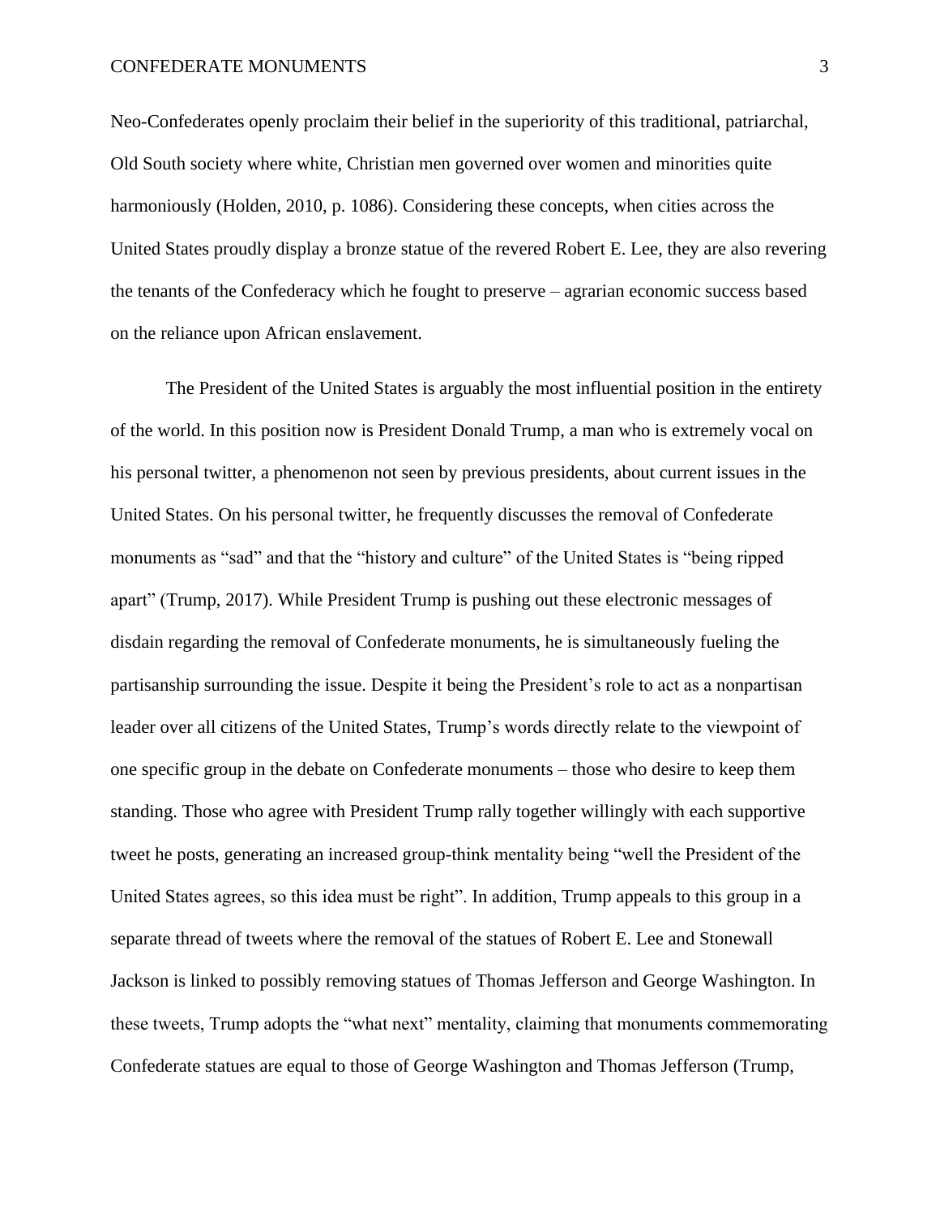Neo-Confederates openly proclaim their belief in the superiority of this traditional, patriarchal, Old South society where white, Christian men governed over women and minorities quite harmoniously (Holden, 2010, p. 1086). Considering these concepts, when cities across the United States proudly display a bronze statue of the revered Robert E. Lee, they are also revering the tenants of the Confederacy which he fought to preserve – agrarian economic success based on the reliance upon African enslavement.

The President of the United States is arguably the most influential position in the entirety of the world. In this position now is President Donald Trump, a man who is extremely vocal on his personal twitter, a phenomenon not seen by previous presidents, about current issues in the United States. On his personal twitter, he frequently discusses the removal of Confederate monuments as "sad" and that the "history and culture" of the United States is "being ripped apart" (Trump, 2017). While President Trump is pushing out these electronic messages of disdain regarding the removal of Confederate monuments, he is simultaneously fueling the partisanship surrounding the issue. Despite it being the President's role to act as a nonpartisan leader over all citizens of the United States, Trump's words directly relate to the viewpoint of one specific group in the debate on Confederate monuments – those who desire to keep them standing. Those who agree with President Trump rally together willingly with each supportive tweet he posts, generating an increased group-think mentality being "well the President of the United States agrees, so this idea must be right". In addition, Trump appeals to this group in a separate thread of tweets where the removal of the statues of Robert E. Lee and Stonewall Jackson is linked to possibly removing statues of Thomas Jefferson and George Washington. In these tweets, Trump adopts the "what next" mentality, claiming that monuments commemorating Confederate statues are equal to those of George Washington and Thomas Jefferson (Trump,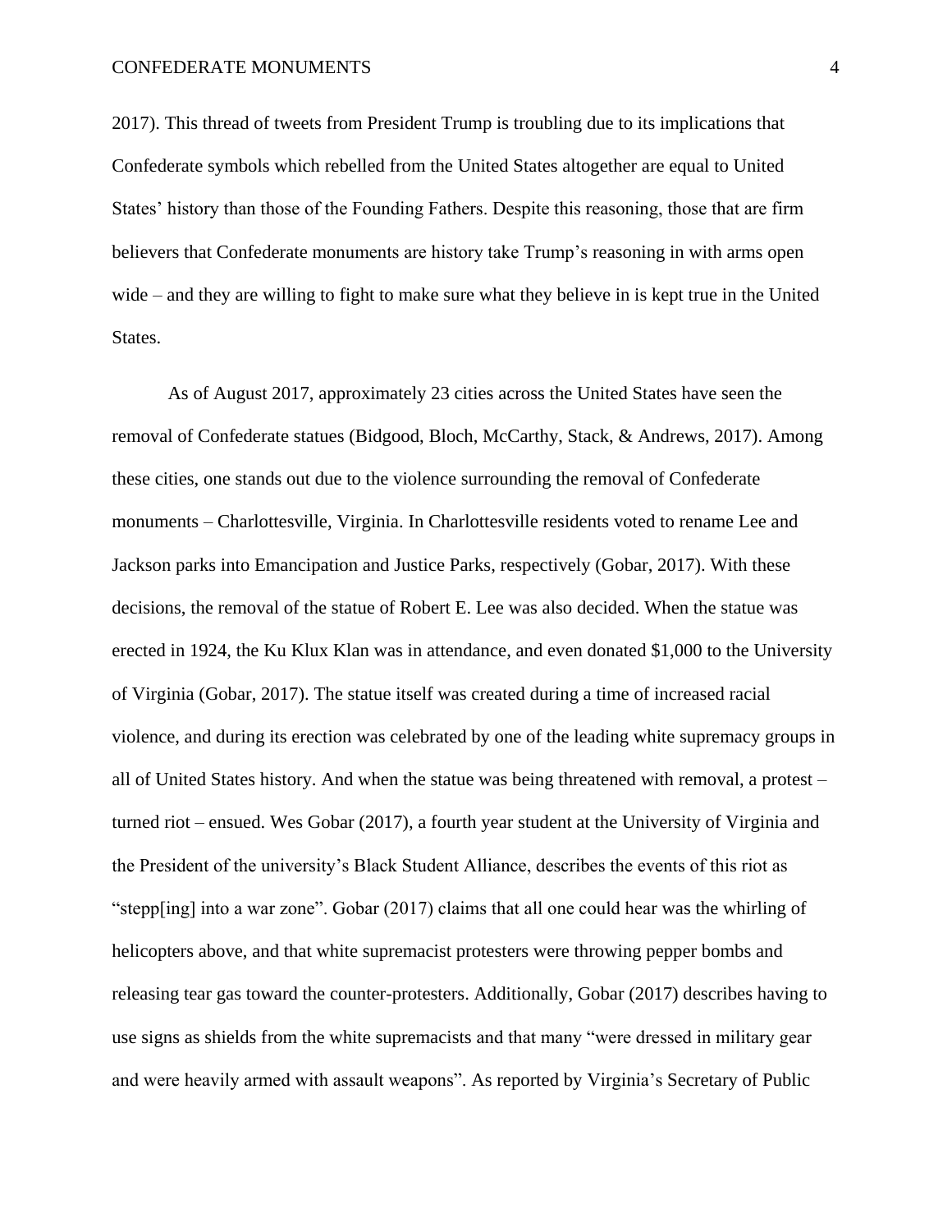2017). This thread of tweets from President Trump is troubling due to its implications that Confederate symbols which rebelled from the United States altogether are equal to United States' history than those of the Founding Fathers. Despite this reasoning, those that are firm believers that Confederate monuments are history take Trump's reasoning in with arms open wide – and they are willing to fight to make sure what they believe in is kept true in the United States.

As of August 2017, approximately 23 cities across the United States have seen the removal of Confederate statues (Bidgood, Bloch, McCarthy, Stack, & Andrews, 2017). Among these cities, one stands out due to the violence surrounding the removal of Confederate monuments – Charlottesville, Virginia. In Charlottesville residents voted to rename Lee and Jackson parks into Emancipation and Justice Parks, respectively (Gobar, 2017). With these decisions, the removal of the statue of Robert E. Lee was also decided. When the statue was erected in 1924, the Ku Klux Klan was in attendance, and even donated $1,000 to the University of Virginia (Gobar, 2017). The statue itself was created during a time of increased racial violence, and during its erection was celebrated by one of the leading white supremacy groups in all of United States history. And when the statue was being threatened with removal, a protest – turned riot – ensued. Wes Gobar (2017), a fourth year student at the University of Virginia and the President of the university's Black Student Alliance, describes the events of this riot as "stepp[ing] into a war zone". Gobar (2017) claims that all one could hear was the whirling of helicopters above, and that white supremacist protesters were throwing pepper bombs and releasing tear gas toward the counter-protesters. Additionally, Gobar (2017) describes having to use signs as shields from the white supremacists and that many "were dressed in military gear and were heavily armed with assault weapons". As reported by Virginia's Secretary of Public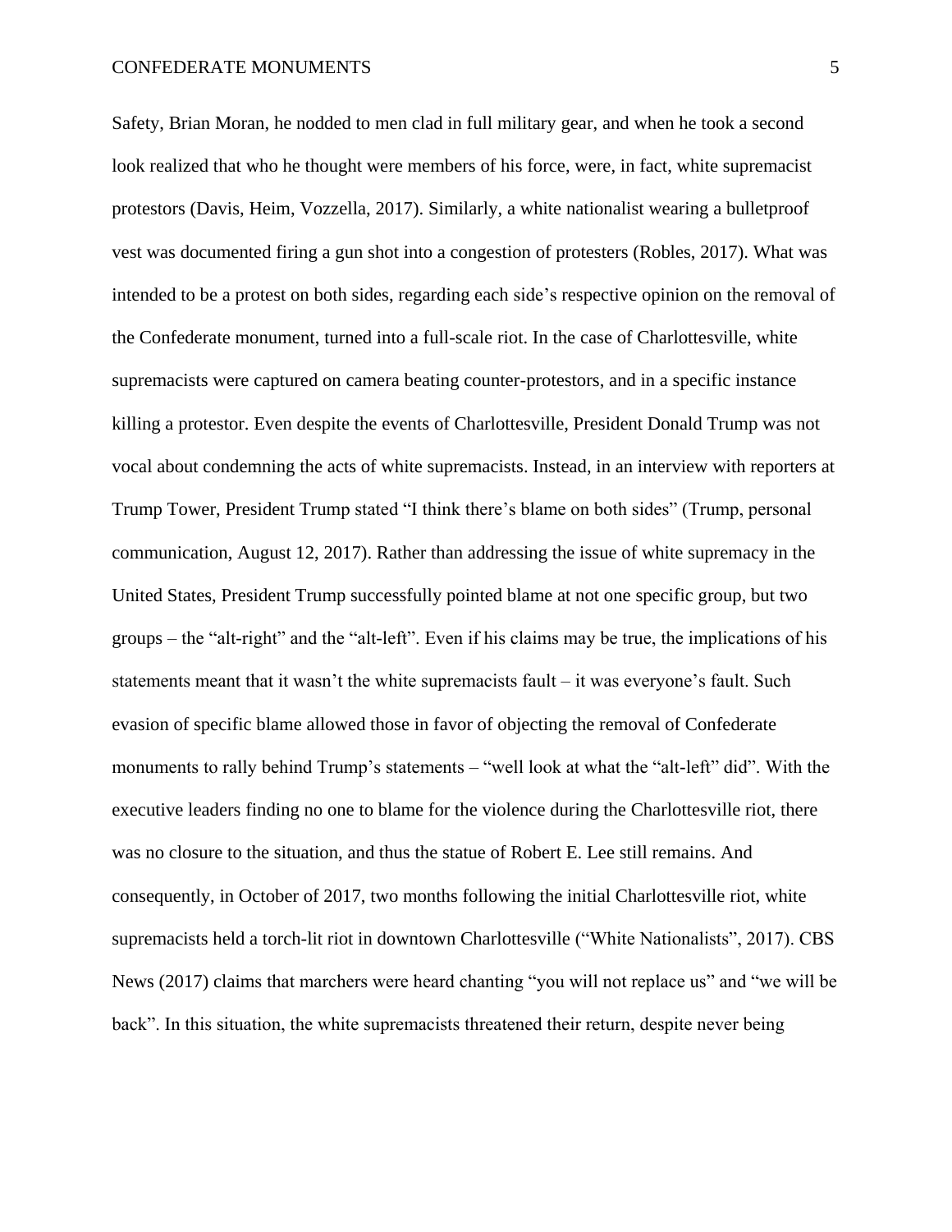Safety, Brian Moran, he nodded to men clad in full military gear, and when he took a second look realized that who he thought were members of his force, were, in fact, white supremacist protestors (Davis, Heim, Vozzella, 2017). Similarly, a white nationalist wearing a bulletproof vest was documented firing a gun shot into a congestion of protesters (Robles, 2017). What was intended to be a protest on both sides, regarding each side's respective opinion on the removal of the Confederate monument, turned into a full-scale riot. In the case of Charlottesville, white supremacists were captured on camera beating counter-protestors, and in a specific instance killing a protestor. Even despite the events of Charlottesville, President Donald Trump was not vocal about condemning the acts of white supremacists. Instead, in an interview with reporters at Trump Tower, President Trump stated "I think there's blame on both sides" (Trump, personal communication, August 12, 2017). Rather than addressing the issue of white supremacy in the United States, President Trump successfully pointed blame at not one specific group, but two groups – the "alt-right" and the "alt-left". Even if his claims may be true, the implications of his statements meant that it wasn't the white supremacists fault – it was everyone's fault. Such evasion of specific blame allowed those in favor of objecting the removal of Confederate monuments to rally behind Trump's statements – "well look at what the "alt-left" did". With the executive leaders finding no one to blame for the violence during the Charlottesville riot, there was no closure to the situation, and thus the statue of Robert E. Lee still remains. And consequently, in October of 2017, two months following the initial Charlottesville riot, white supremacists held a torch-lit riot in downtown Charlottesville ("White Nationalists", 2017). CBS News (2017) claims that marchers were heard chanting "you will not replace us" and "we will be back". In this situation, the white supremacists threatened their return, despite never being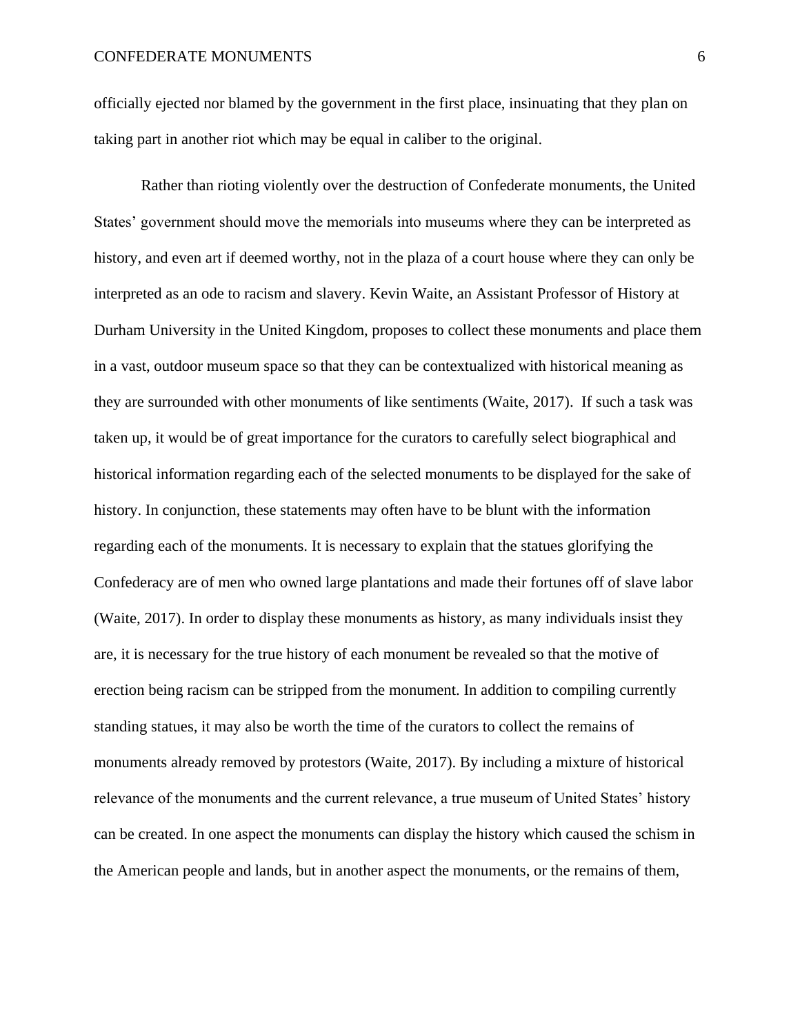officially ejected nor blamed by the government in the first place, insinuating that they plan on taking part in another riot which may be equal in caliber to the original.

Rather than rioting violently over the destruction of Confederate monuments, the United States' government should move the memorials into museums where they can be interpreted as history, and even art if deemed worthy, not in the plaza of a court house where they can only be interpreted as an ode to racism and slavery. Kevin Waite, an Assistant Professor of History at Durham University in the United Kingdom, proposes to collect these monuments and place them in a vast, outdoor museum space so that they can be contextualized with historical meaning as they are surrounded with other monuments of like sentiments (Waite, 2017). If such a task was taken up, it would be of great importance for the curators to carefully select biographical and historical information regarding each of the selected monuments to be displayed for the sake of history. In conjunction, these statements may often have to be blunt with the information regarding each of the monuments. It is necessary to explain that the statues glorifying the Confederacy are of men who owned large plantations and made their fortunes off of slave labor (Waite, 2017). In order to display these monuments as history, as many individuals insist they are, it is necessary for the true history of each monument be revealed so that the motive of erection being racism can be stripped from the monument. In addition to compiling currently standing statues, it may also be worth the time of the curators to collect the remains of monuments already removed by protestors (Waite, 2017). By including a mixture of historical relevance of the monuments and the current relevance, a true museum of United States' history can be created. In one aspect the monuments can display the history which caused the schism in the American people and lands, but in another aspect the monuments, or the remains of them,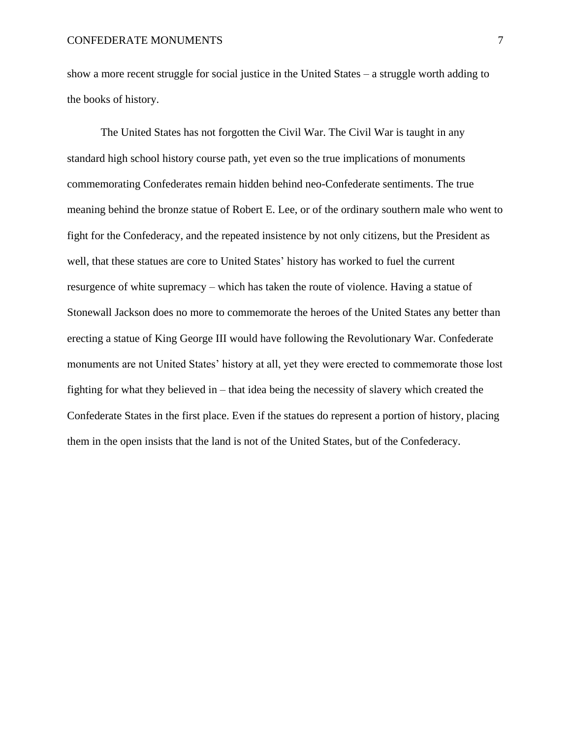show a more recent struggle for social justice in the United States – a struggle worth adding to the books of history.

The United States has not forgotten the Civil War. The Civil War is taught in any standard high school history course path, yet even so the true implications of monuments commemorating Confederates remain hidden behind neo-Confederate sentiments. The true meaning behind the bronze statue of Robert E. Lee, or of the ordinary southern male who went to fight for the Confederacy, and the repeated insistence by not only citizens, but the President as well, that these statues are core to United States' history has worked to fuel the current resurgence of white supremacy – which has taken the route of violence. Having a statue of Stonewall Jackson does no more to commemorate the heroes of the United States any better than erecting a statue of King George III would have following the Revolutionary War. Confederate monuments are not United States' history at all, yet they were erected to commemorate those lost fighting for what they believed in – that idea being the necessity of slavery which created the Confederate States in the first place. Even if the statues do represent a portion of history, placing them in the open insists that the land is not of the United States, but of the Confederacy.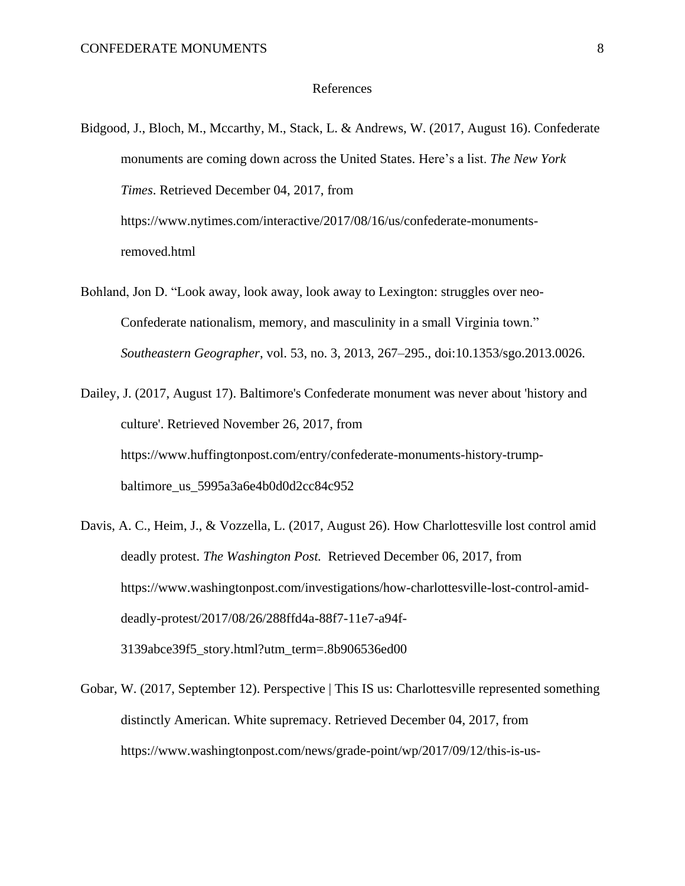# References

Bidgood, J., Bloch, M., Mccarthy, M., Stack, L. & Andrews, W. (2017, August 16). Confederate monuments are coming down across the United States. Here's a list. *The New York Times*. Retrieved December 04, 2017, from https://www.nytimes.com/interactive/2017/08/16/us/confederate-monuments-removed.html

Bohland, Jon D. "Look away, look away, look away to Lexington: struggles over neo-Confederate nationalism, memory, and masculinity in a small Virginia town." *Southeastern Geographer*, vol. 53, no. 3, 2013, 267–295., doi:10.1353/sgo.2013.0026.

Dailey, J. (2017, August 17). Baltimore's Confederate monument was never about 'history and culture'. Retrieved November 26, 2017, from https://www.huffingtonpost.com/entry/confederate-monuments-history-trump-baltimore_us_5995a3a6e4b0d0d2cc84c952

Davis, A. C., Heim, J., & Vozzella, L. (2017, August 26). How Charlottesville lost control amid deadly protest. *The Washington Post.* Retrieved December 06, 2017, from https://www.washingtonpost.com/investigations/how-charlottesville-lost-control-amid-deadly-protest/2017/08/26/288ffd4a-88f7-11e7-a94f-3139abce39f5_story.html?utm_term=.8b906536ed00

Gobar, W. (2017, September 12). Perspective | This IS us: Charlottesville represented something distinctly American. White supremacy. Retrieved December 04, 2017, from https://www.washingtonpost.com/news/grade-point/wp/2017/09/12/this-is-us-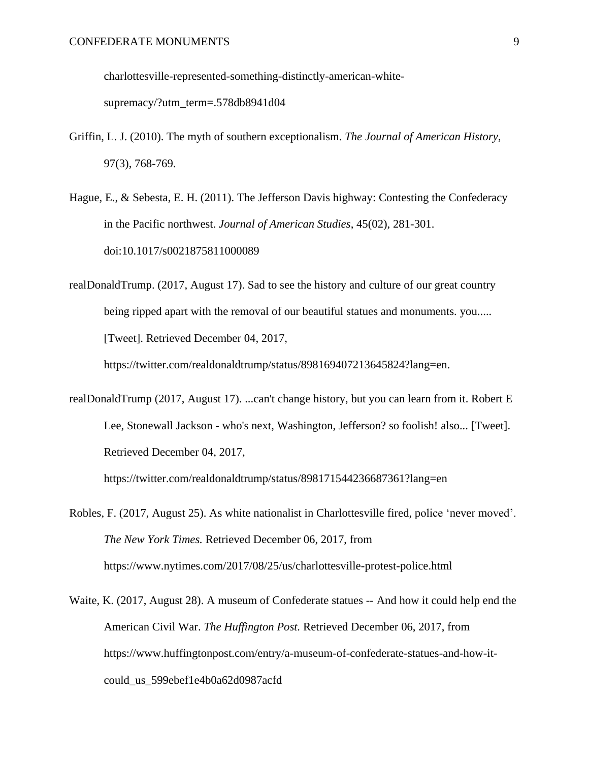charlottesville-represented-something-distinctly-american-white-supremacy/?utm_term=.578db8941d04

Griffin, L. J. (2010). The myth of southern exceptionalism. *The Journal of American History*, 97(3), 768-769.

Hague, E., & Sebesta, E. H. (2011). The Jefferson Davis highway: Contesting the Confederacy in the Pacific northwest. *Journal of American Studies*, 45(02), 281-301. doi:10.1017/s0021875811000089

realDonaldTrump. (2017, August 17). Sad to see the history and culture of our great country being ripped apart with the removal of our beautiful statues and monuments. you..... [Tweet]. Retrieved December 04, 2017, https://twitter.com/realdonaldtrump/status/898169407213645824?lang=en.

realDonaldTrump (2017, August 17). ...can't change history, but you can learn from it. Robert E Lee, Stonewall Jackson - who's next, Washington, Jefferson? so foolish! also... [Tweet]. Retrieved December 04, 2017, https://twitter.com/realdonaldtrump/status/898171544236687361?lang=en

Robles, F. (2017, August 25). As white nationalist in Charlottesville fired, police 'never moved'. *The New York Times.* Retrieved December 06, 2017, from https://www.nytimes.com/2017/08/25/us/charlottesville-protest-police.html

Waite, K. (2017, August 28). A museum of Confederate statues -- And how it could help end the American Civil War. *The Huffington Post.* Retrieved December 06, 2017, from https://www.huffingtonpost.com/entry/a-museum-of-confederate-statues-and-how-it-could_us_599ebef1e4b0a62d0987acfd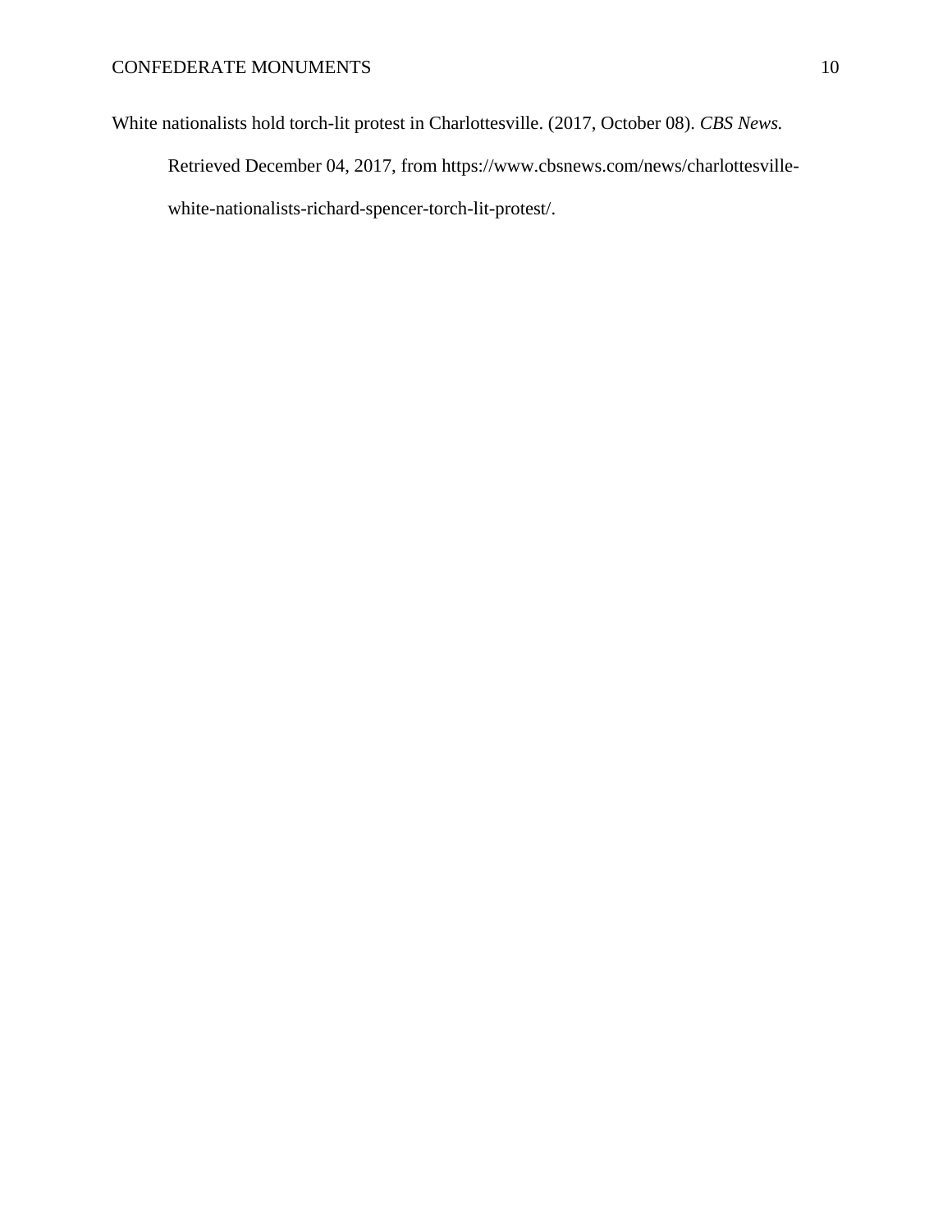White nationalists hold torch-lit protest in Charlottesville. (2017, October 08). *CBS News.* Retrieved December 04, 2017, from https://www.cbsnews.com/news/charlottesville-white-nationalists-richard-spencer-torch-lit-protest/.